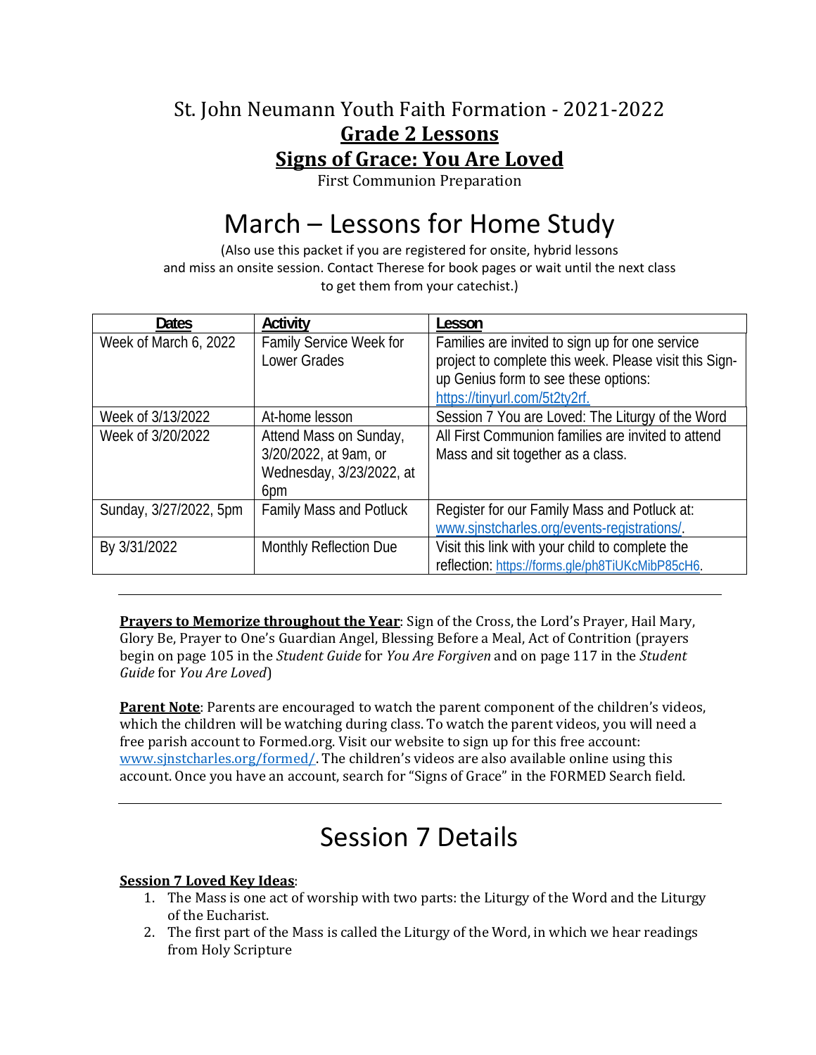# St. John Neumann Youth Faith Formation - 2021-2022

## **Grade 2 Lessons**

## **Signs of Grace: You Are Loved**

First Communion Preparation

# March – Lessons for Home Study

(Also use this packet if you are registered for onsite, hybrid lessons and miss an onsite session. Contact Therese for book pages or wait until the next class to get them from your catechist.)

| Dates | Activity | Lesson |
|---|---|---|
| Week of March 6, 2022 | Family Service Week for Lower Grades | Families are invited to sign up for one service project to complete this week. Please visit this Sign-up Genius form to see these options: https://tinyurl.com/5t2ty2rf. |
| Week of 3/13/2022 | At-home lesson | Session 7 You are Loved: The Liturgy of the Word |
| Week of 3/20/2022 | Attend Mass on Sunday, 3/20/2022, at 9am, or Wednesday, 3/23/2022, at 6pm | All First Communion families are invited to attend Mass and sit together as a class. |
| Sunday, 3/27/2022, 5pm | Family Mass and Potluck | Register for our Family Mass and Potluck at: www.sjnstcharles.org/events-registrations/. |
| By 3/31/2022 | Monthly Reflection Due | Visit this link with your child to complete the reflection: https://forms.gle/ph8TiUKcMibP85cH6. |

---

**Prayers to Memorize throughout the Year**: Sign of the Cross, the Lord's Prayer, Hail Mary, Glory Be, Prayer to One's Guardian Angel, Blessing Before a Meal, Act of Contrition (prayers begin on page 105 in the *Student Guide* for *You Are Forgiven* and on page 117 in the *Student Guide* for *You Are Loved*)

**Parent Note**: Parents are encouraged to watch the parent component of the children's videos, which the children will be watching during class. To watch the parent videos, you will need a free parish account to Formed.org. Visit our website to sign up for this free account: www.sjnstcharles.org/formed/. The children's videos are also available online using this account. Once you have an account, search for "Signs of Grace" in the FORMED Search field.

---

# Session 7 Details

**Session 7 Loved Key Ideas**:

1. The Mass is one act of worship with two parts: the Liturgy of the Word and the Liturgy of the Eucharist.
2. The first part of the Mass is called the Liturgy of the Word, in which we hear readings from Holy Scripture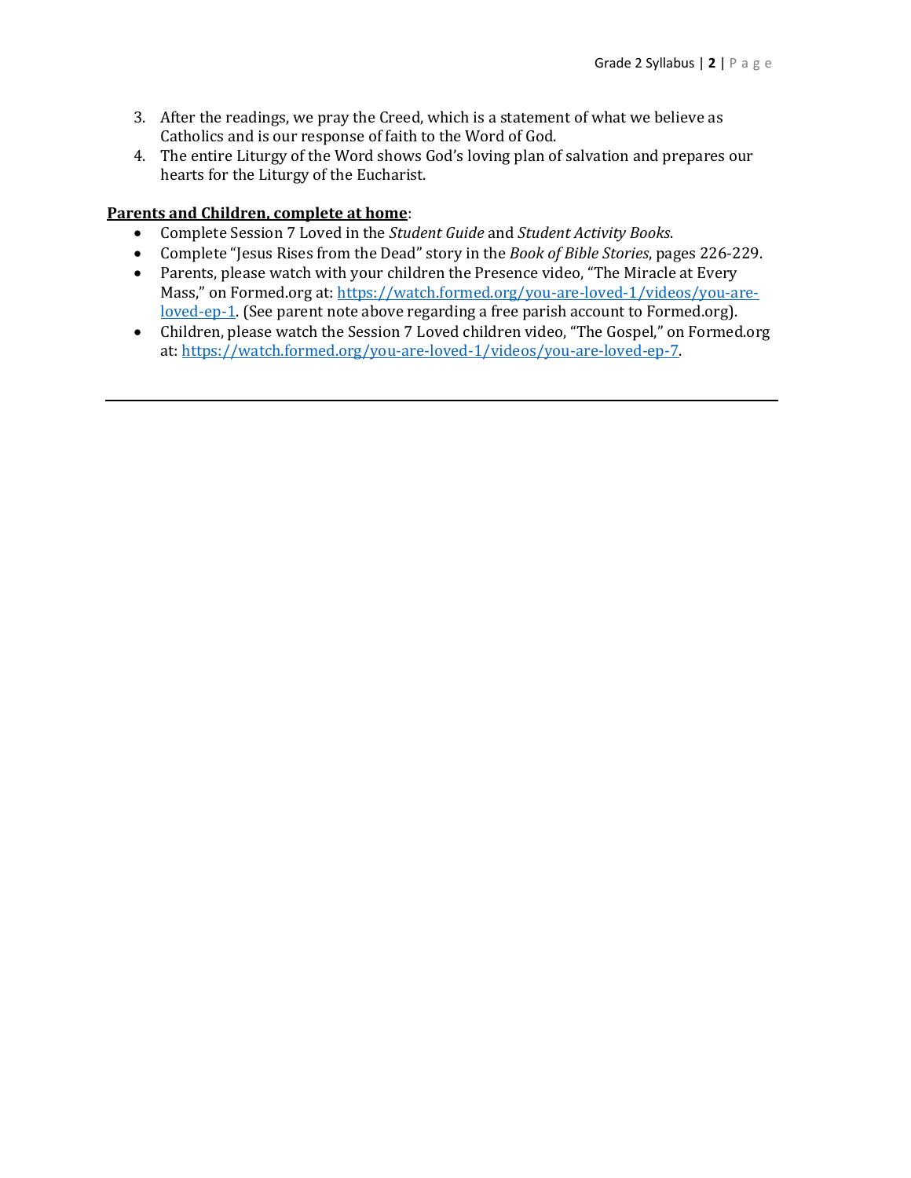3. After the readings, we pray the Creed, which is a statement of what we believe as Catholics and is our response of faith to the Word of God.
4. The entire Liturgy of the Word shows God's loving plan of salvation and prepares our hearts for the Liturgy of the Eucharist.

**<u>Parents and Children, complete at home</u>**:

- Complete Session 7 Loved in the *Student Guide* and *Student Activity Books*.
- Complete "Jesus Rises from the Dead" story in the *Book of Bible Stories*, pages 226-229.
- Parents, please watch with your children the Presence video, "The Miracle at Every Mass," on Formed.org at: [https://watch.formed.org/you-are-loved-1/videos/you-are-loved-ep-1](https://watch.formed.org/you-are-loved-1/videos/you-are-loved-ep-1). (See parent note above regarding a free parish account to Formed.org).
- Children, please watch the Session 7 Loved children video, "The Gospel," on Formed.org at: [https://watch.formed.org/you-are-loved-1/videos/you-are-loved-ep-7](https://watch.formed.org/you-are-loved-1/videos/you-are-loved-ep-7).

---